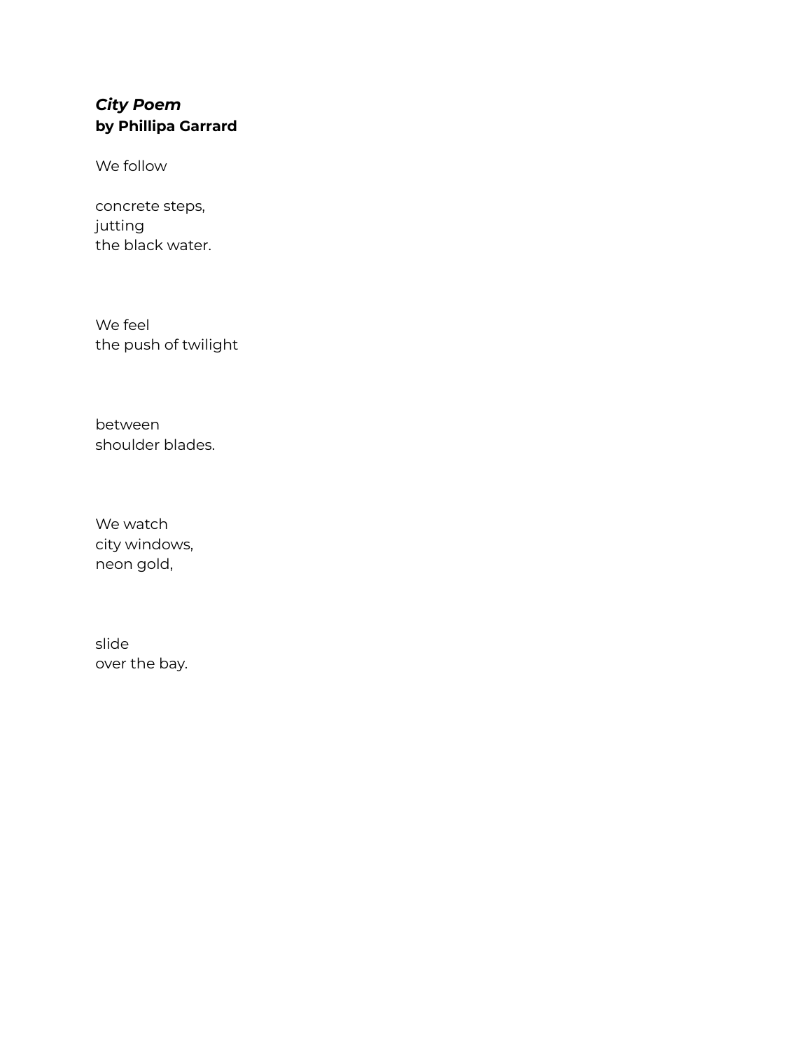***City Poem***
**by Phillipa Garrard**

We follow

concrete steps,
jutting
the black water.

We feel
the push of twilight

between
shoulder blades.

We watch
city windows,
neon gold,

slide
over the bay.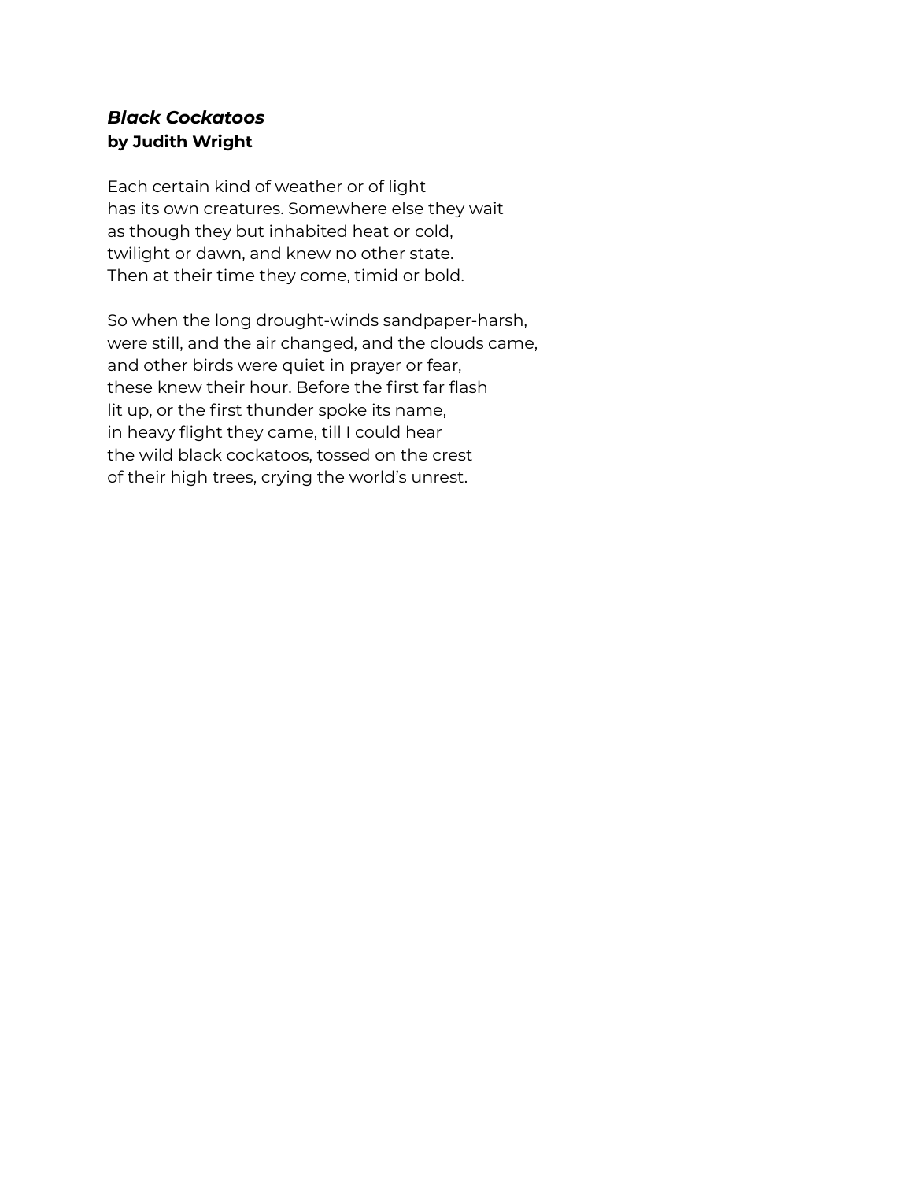***Black Cockatoos***
**by Judith Wright**

Each certain kind of weather or of light  
has its own creatures. Somewhere else they wait  
as though they but inhabited heat or cold,  
twilight or dawn, and knew no other state.  
Then at their time they come, timid or bold.

So when the long drought-winds sandpaper-harsh,  
were still, and the air changed, and the clouds came,  
and other birds were quiet in prayer or fear,  
these knew their hour. Before the first far flash  
lit up, or the first thunder spoke its name,  
in heavy flight they came, till I could hear  
the wild black cockatoos, tossed on the crest  
of their high trees, crying the world's unrest.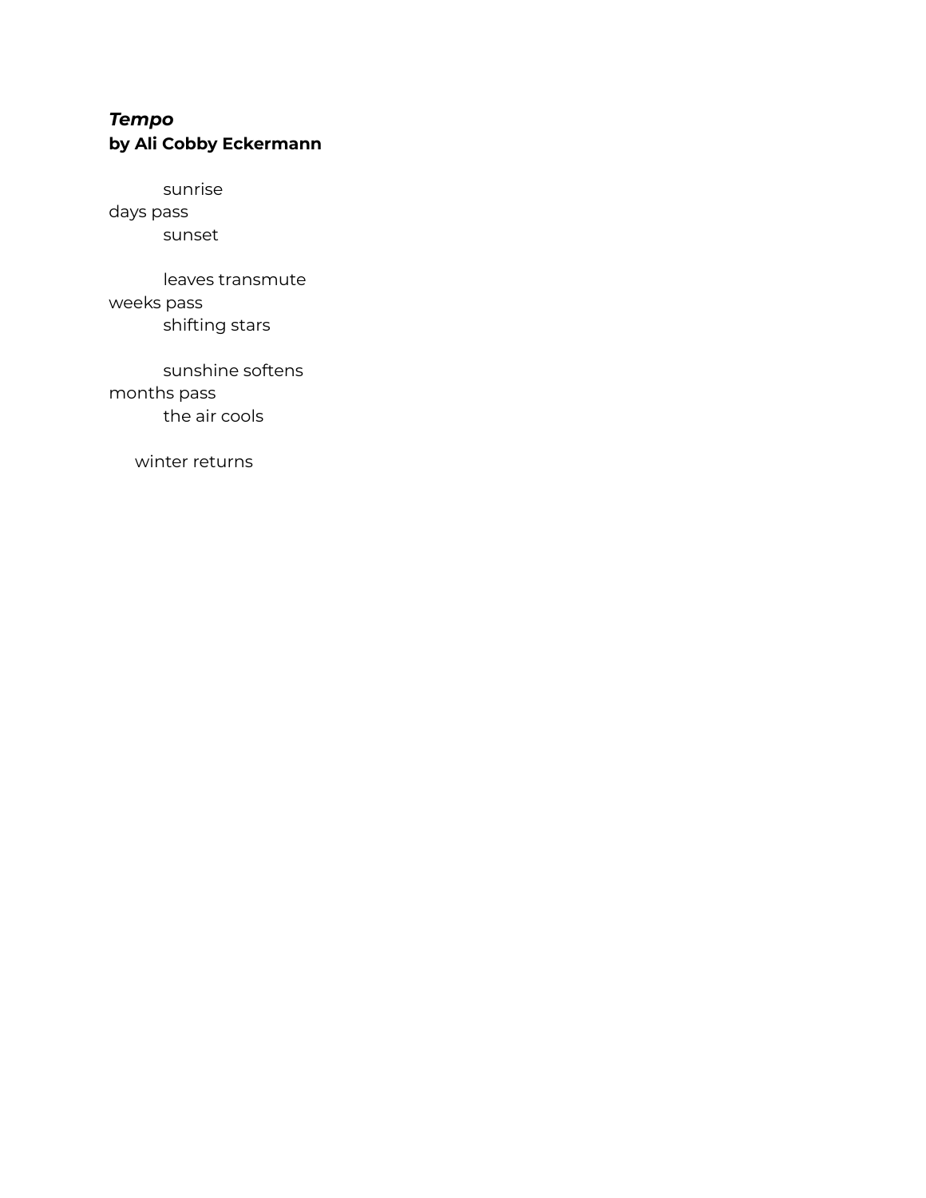***Tempo***
**by Ali Cobby Eckermann**

&nbsp;&nbsp;&nbsp;&nbsp;&nbsp;&nbsp;&nbsp;&nbsp;sunrise
days pass
&nbsp;&nbsp;&nbsp;&nbsp;&nbsp;&nbsp;&nbsp;&nbsp;sunset

&nbsp;&nbsp;&nbsp;&nbsp;&nbsp;&nbsp;&nbsp;&nbsp;leaves transmute
weeks pass
&nbsp;&nbsp;&nbsp;&nbsp;&nbsp;&nbsp;&nbsp;&nbsp;shifting stars

&nbsp;&nbsp;&nbsp;&nbsp;&nbsp;&nbsp;&nbsp;&nbsp;sunshine softens
months pass
&nbsp;&nbsp;&nbsp;&nbsp;&nbsp;&nbsp;&nbsp;&nbsp;the air cools

&nbsp;&nbsp;&nbsp;&nbsp;winter returns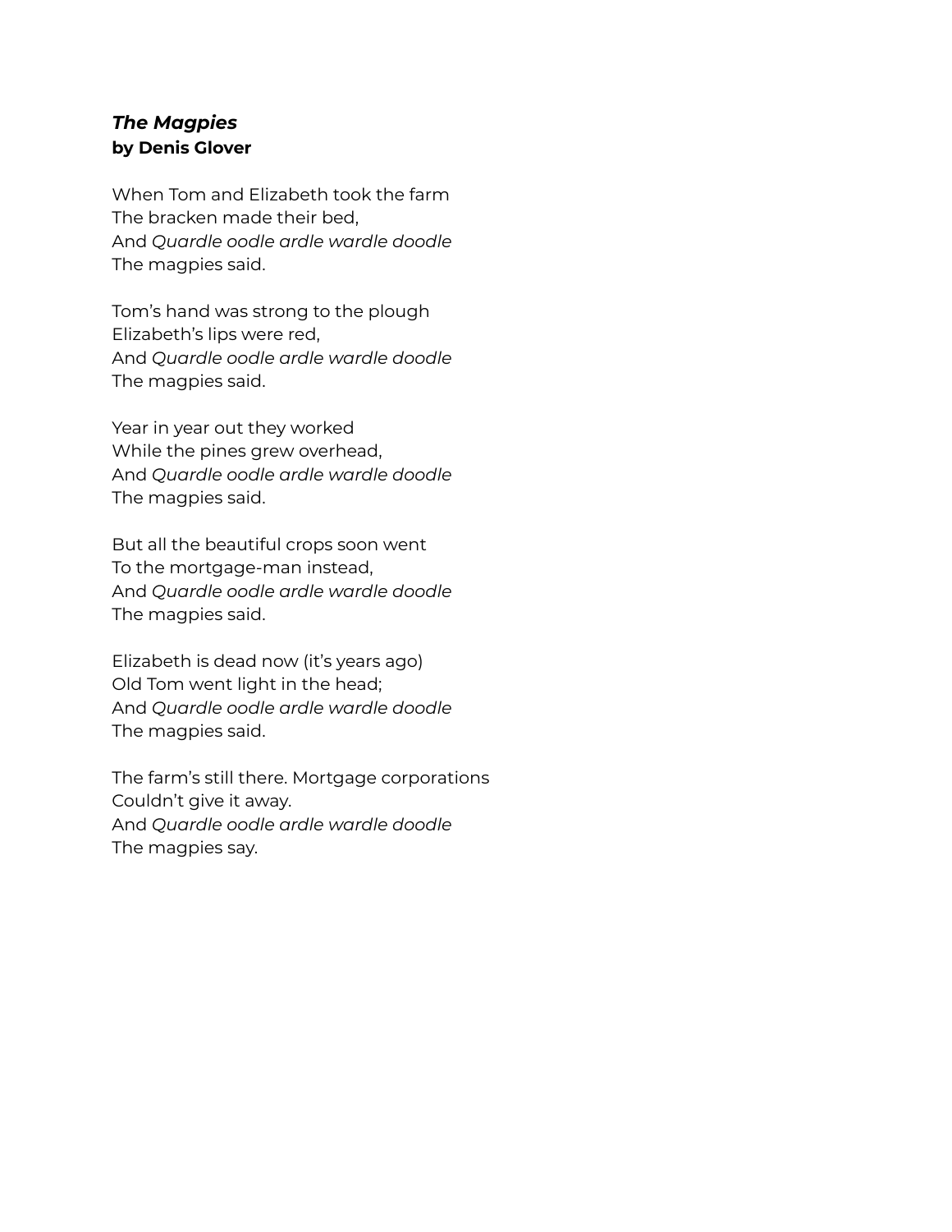***The Magpies***
**by Denis Glover**

When Tom and Elizabeth took the farm
The bracken made their bed,
And *Quardle oodle ardle wardle doodle*
The magpies said.

Tom's hand was strong to the plough
Elizabeth's lips were red,
And *Quardle oodle ardle wardle doodle*
The magpies said.

Year in year out they worked
While the pines grew overhead,
And *Quardle oodle ardle wardle doodle*
The magpies said.

But all the beautiful crops soon went
To the mortgage-man instead,
And *Quardle oodle ardle wardle doodle*
The magpies said.

Elizabeth is dead now (it's years ago)
Old Tom went light in the head;
And *Quardle oodle ardle wardle doodle*
The magpies said.

The farm's still there. Mortgage corporations
Couldn't give it away.
And *Quardle oodle ardle wardle doodle*
The magpies say.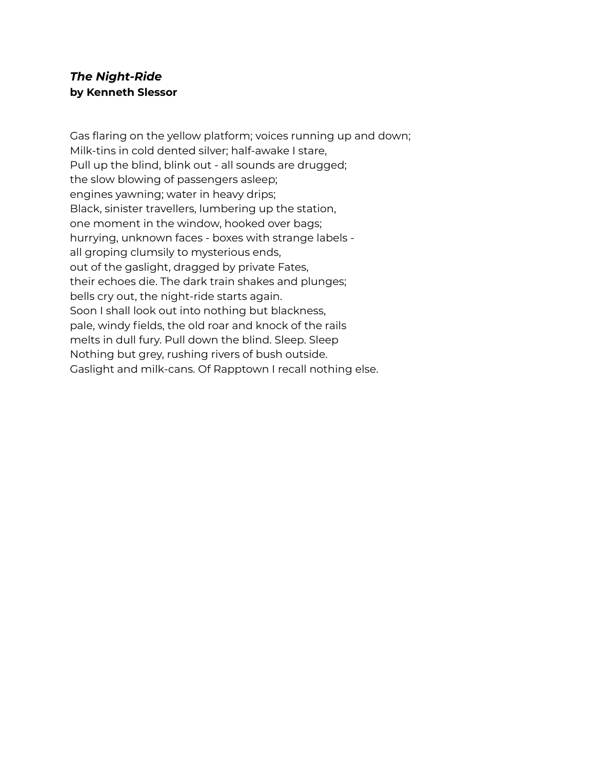***The Night-Ride***
**by Kenneth Slessor**

Gas flaring on the yellow platform; voices running up and down;
Milk-tins in cold dented silver; half-awake I stare,
Pull up the blind, blink out - all sounds are drugged;
the slow blowing of passengers asleep;
engines yawning; water in heavy drips;
Black, sinister travellers, lumbering up the station,
one moment in the window, hooked over bags;
hurrying, unknown faces - boxes with strange labels -
all groping clumsily to mysterious ends,
out of the gaslight, dragged by private Fates,
their echoes die. The dark train shakes and plunges;
bells cry out, the night-ride starts again.
Soon I shall look out into nothing but blackness,
pale, windy fields, the old roar and knock of the rails
melts in dull fury. Pull down the blind. Sleep. Sleep
Nothing but grey, rushing rivers of bush outside.
Gaslight and milk-cans. Of Rapptown I recall nothing else.